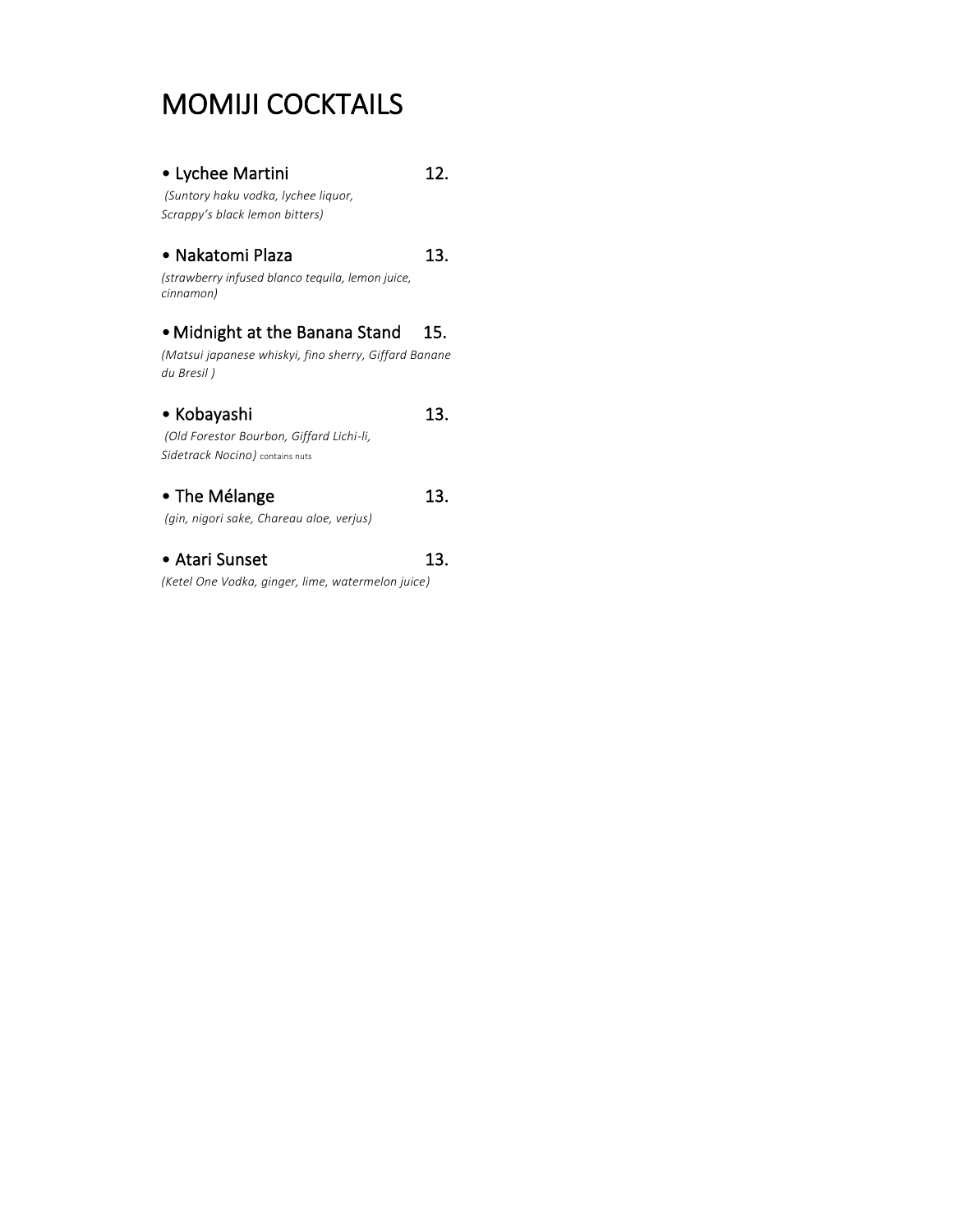# MOMIJI COCKTAILS

- **Lychee Martini** 12.
  *(Suntory haku vodka, lychee liquor, Scrappy's black lemon bitters)*

- **Nakatomi Plaza** 13.
  *(strawberry infused blanco tequila, lemon juice, cinnamon)*

- **Midnight at the Banana Stand** 15.
  *(Matsui japanese whiskyi, fino sherry, Giffard Banane du Bresil )*

- **Kobayashi** 13.
  *(Old Forestor Bourbon, Giffard Lichi-li, Sidetrack Nocino)* contains nuts

- **The Mélange** 13.
  *(gin, nigori sake, Chareau aloe, verjus)*

- **Atari Sunset** 13.
  *(Ketel One Vodka, ginger, lime, watermelon juice)*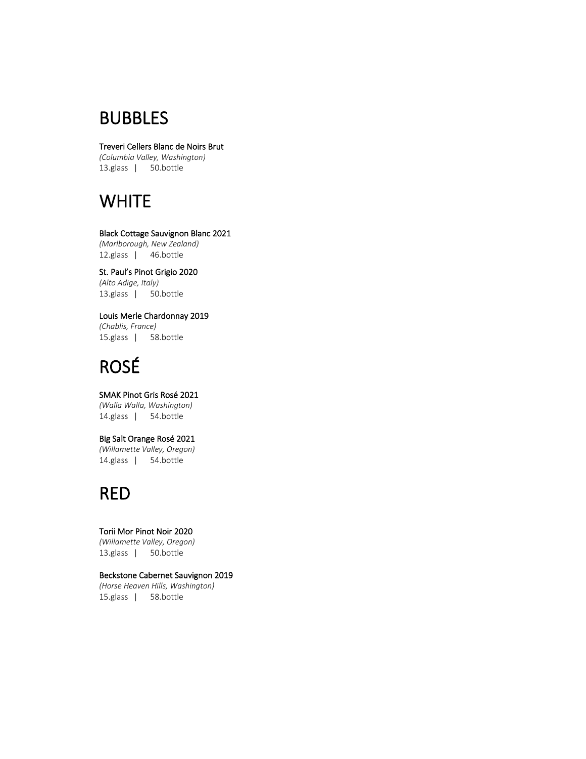# BUBBLES

**Treveri Cellers Blanc de Noirs Brut**
*(Columbia Valley, Washington)*
13.glass | 50.bottle

# WHITE

**Black Cottage Sauvignon Blanc 2021**
*(Marlborough, New Zealand)*
12.glass | 46.bottle

**St. Paul's Pinot Grigio 2020**
*(Alto Adige, Italy)*
13.glass | 50.bottle

**Louis Merle Chardonnay 2019**
*(Chablis, France)*
15.glass | 58.bottle

# ROSÉ

**SMAK Pinot Gris Rosé 2021**
*(Walla Walla, Washington)*
14.glass | 54.bottle

**Big Salt Orange Rosé 2021**
*(Willamette Valley, Oregon)*
14.glass | 54.bottle

# RED

**Torii Mor Pinot Noir 2020**
*(Willamette Valley, Oregon)*
13.glass | 50.bottle

**Beckstone Cabernet Sauvignon 2019**
*(Horse Heaven Hills, Washington)*
15.glass | 58.bottle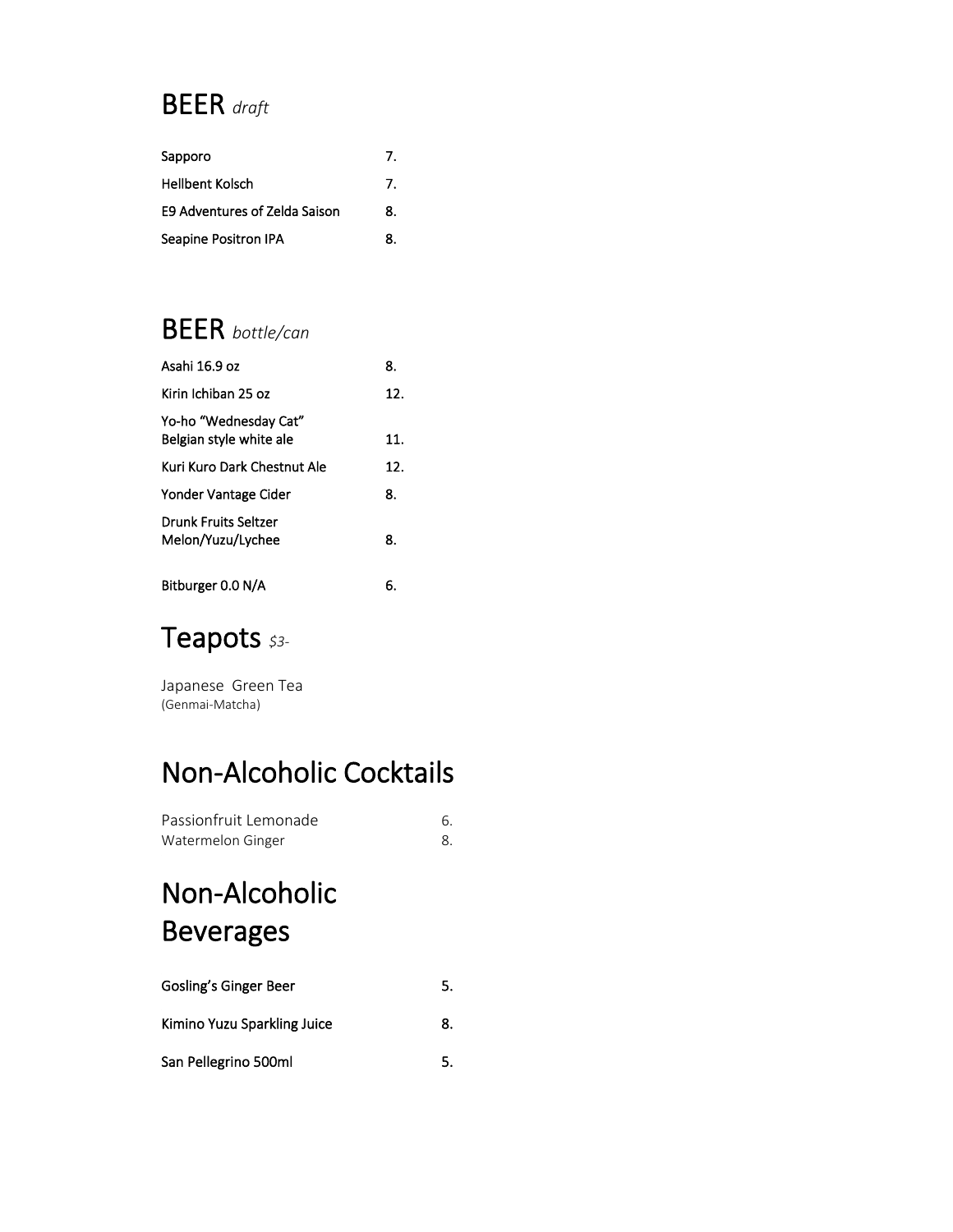# BEER *draft*

| | |
|---|---|
| Sapporo | 7. |
| Hellbent Kolsch | 7. |
| E9 Adventures of Zelda Saison | 8. |
| Seapine Positron IPA | 8. |

# BEER *bottle/can*

| | |
|---|---|
| Asahi 16.9 oz | 8. |
| Kirin Ichiban 25 oz | 12. |
| Yo-ho "Wednesday Cat" Belgian style white ale | 11. |
| Kuri Kuro Dark Chestnut Ale | 12. |
| Yonder Vantage Cider | 8. |
| Drunk Fruits Seltzer Melon/Yuzu/Lychee | 8. |
| Bitburger 0.0 N/A | 6. |

# Teapots *$3-*

Japanese Green Tea
(Genmai-Matcha)

# Non-Alcoholic Cocktails

| | |
|---|---|
| Passionfruit Lemonade | 6. |
| Watermelon Ginger | 8. |

# Non-Alcoholic Beverages

| | |
|---|---|
| Gosling's Ginger Beer | 5. |
| Kimino Yuzu Sparkling Juice | 8. |
| San Pellegrino 500ml | 5. |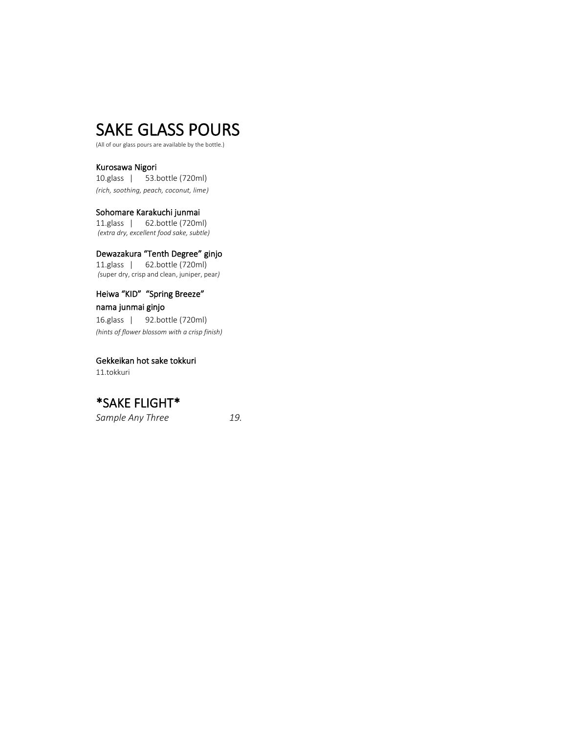# SAKE GLASS POURS

(All of our glass pours are available by the bottle.)

**Kurosawa Nigori**
10.glass | 53.bottle (720ml)
*(rich, soothing, peach, coconut, lime)*

**Sohomare Karakuchi junmai**
11.glass | 62.bottle (720ml)
*(extra dry, excellent food sake, subtle)*

**Dewazakura "Tenth Degree" ginjo**
11.glass | 62.bottle (720ml)
*(*super dry, crisp and clean, juniper, pear*)*

**Heiwa "KID" "Spring Breeze" nama junmai ginjo**
16.glass | 92.bottle (720ml)
*(hints of flower blossom with a crisp finish)*

**Gekkeikan hot sake tokkuri**
11.tokkuri

# *SAKE FLIGHT*

*Sample Any Three* *19.*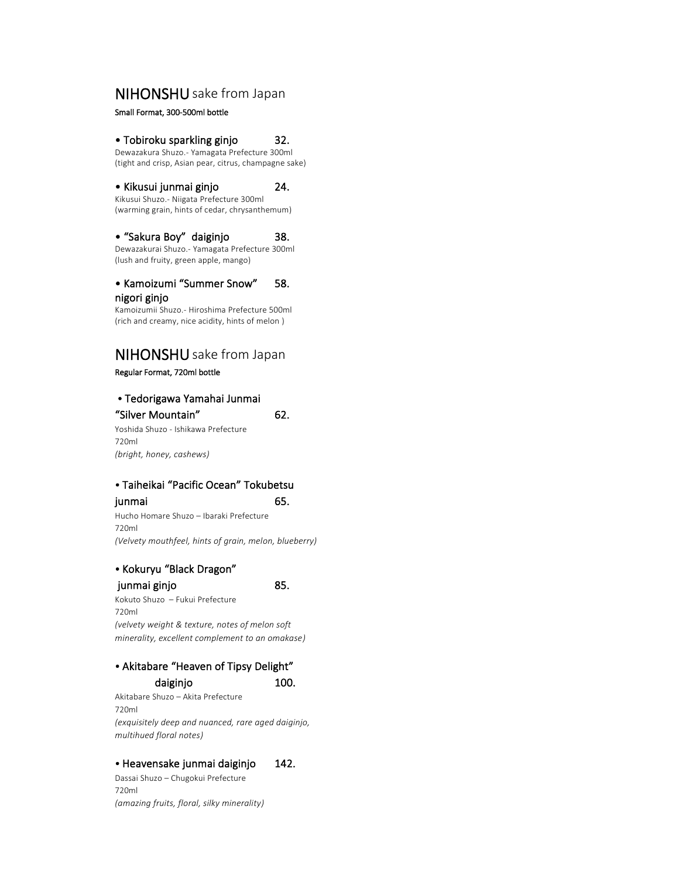## **NIHONSHU** sake from Japan

**Small Format, 300-500ml bottle**

**• Tobiroku sparkling ginjo 32.**
Dewazakura Shuzo.- Yamagata Prefecture 300ml
(tight and crisp, Asian pear, citrus, champagne sake)

**• Kikusui junmai ginjo 24.**
Kikusui Shuzo.- Niigata Prefecture 300ml
(warming grain, hints of cedar, chrysanthemum)

**• "Sakura Boy" daiginjo 38.**
Dewazakurai Shuzo.- Yamagata Prefecture 300ml
(lush and fruity, green apple, mango)

**• Kamoizumi "Summer Snow" nigori ginjo 58.**
Kamoizumii Shuzo.- Hiroshima Prefecture 500ml
(rich and creamy, nice acidity, hints of melon )

## **NIHONSHU** sake from Japan

**Regular Format, 720ml bottle**

**• Tedorigawa Yamahai Junmai "Silver Mountain" 62.**
Yoshida Shuzo - Ishikawa Prefecture
720ml
*(bright, honey, cashews)*

**• Taiheikai "Pacific Ocean" Tokubetsu junmai 65.**
Hucho Homare Shuzo – Ibaraki Prefecture
720ml
*(Velvety mouthfeel, hints of grain, melon, blueberry)*

**• Kokuryu "Black Dragon" junmai ginjo 85.**
Kokuto Shuzo – Fukui Prefecture
720ml
*(velvety weight & texture, notes of melon soft minerality, excellent complement to an omakase)*

**• Akitabare "Heaven of Tipsy Delight" daiginjo 100.**
Akitabare Shuzo – Akita Prefecture
720ml
*(exquisitely deep and nuanced, rare aged daiginjo, multihued floral notes)*

**• Heavensake junmai daiginjo 142.**
Dassai Shuzo – Chugokui Prefecture
720ml
*(amazing fruits, floral, silky minerality)*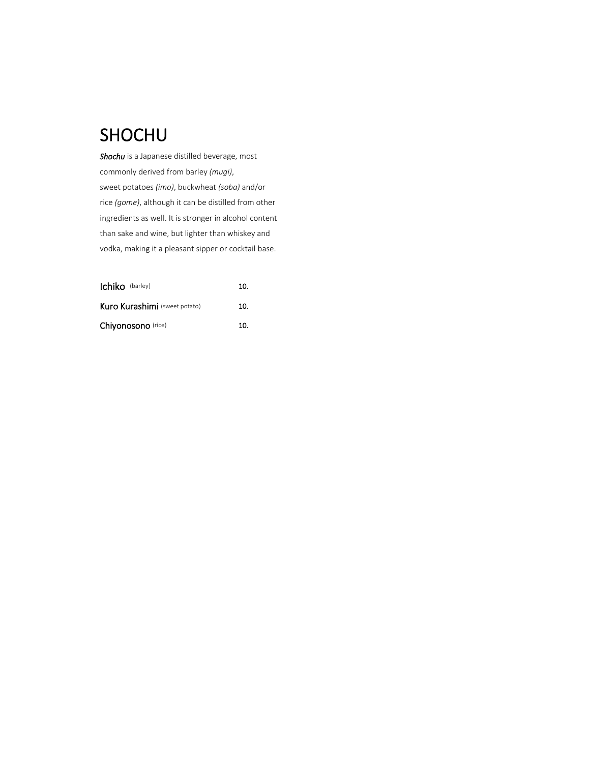# SHOCHU

***Shochu*** is a Japanese distilled beverage, most commonly derived from barley *(mugi)*, sweet potatoes *(imo)*, buckwheat *(soba)* and/or rice *(gome)*, although it can be distilled from other ingredients as well. It is stronger in alcohol content than sake and wine, but lighter than whiskey and vodka, making it a pleasant sipper or cocktail base.

| | |
|---|---|
| **Ichiko** (barley) | **10.** |
| **Kuro Kurashimi** (sweet potato) | **10.** |
| **Chiyonosono** (rice) | **10.** |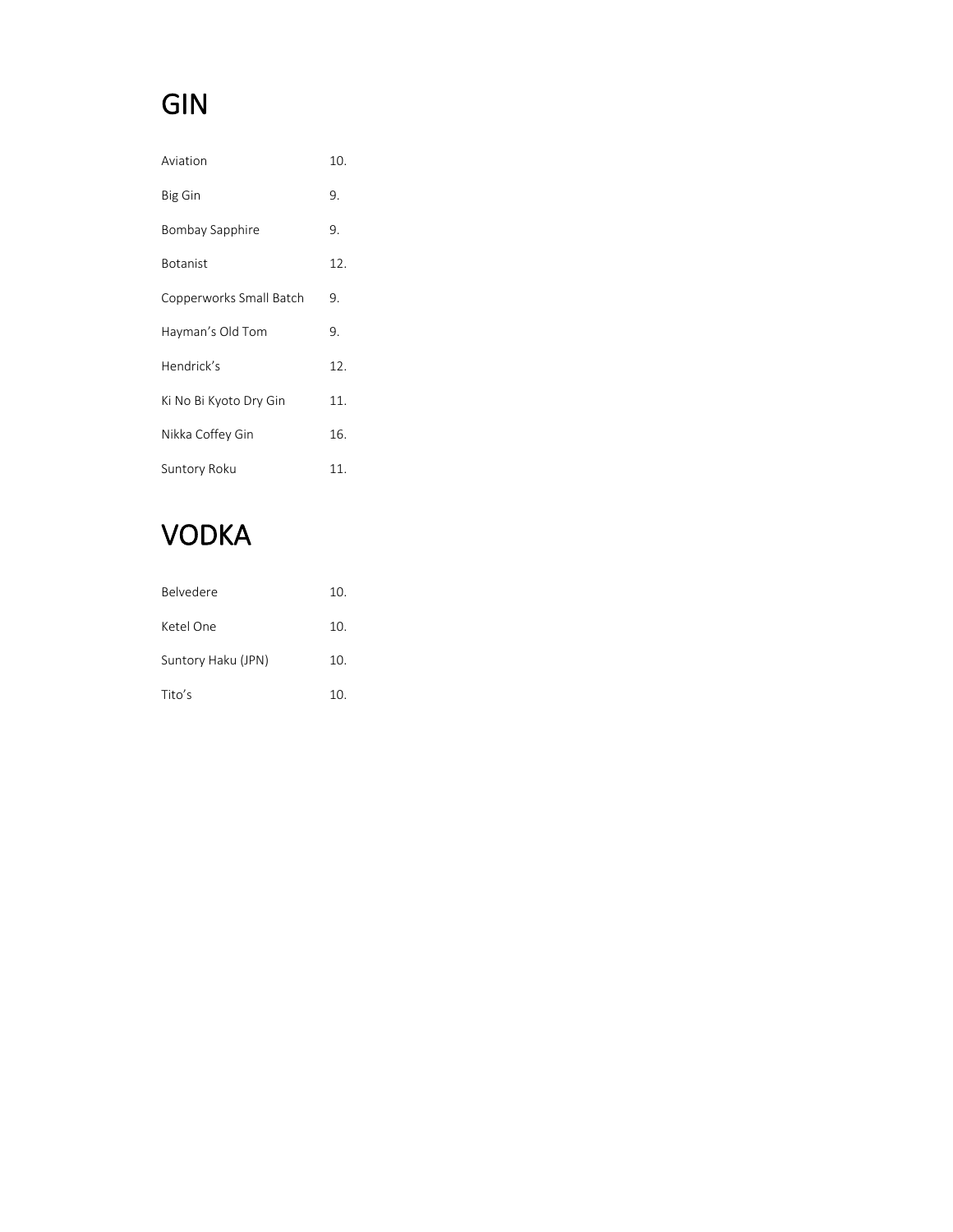# GIN

| | |
|---|---|
| Aviation | 10. |
| Big Gin | 9. |
| Bombay Sapphire | 9. |
| Botanist | 12. |
| Copperworks Small Batch | 9. |
| Hayman's Old Tom | 9. |
| Hendrick's | 12. |
| Ki No Bi Kyoto Dry Gin | 11. |
| Nikka Coffey Gin | 16. |
| Suntory Roku | 11. |

# VODKA

| | |
|---|---|
| Belvedere | 10. |
| Ketel One | 10. |
| Suntory Haku (JPN) | 10. |
| Tito's | 10. |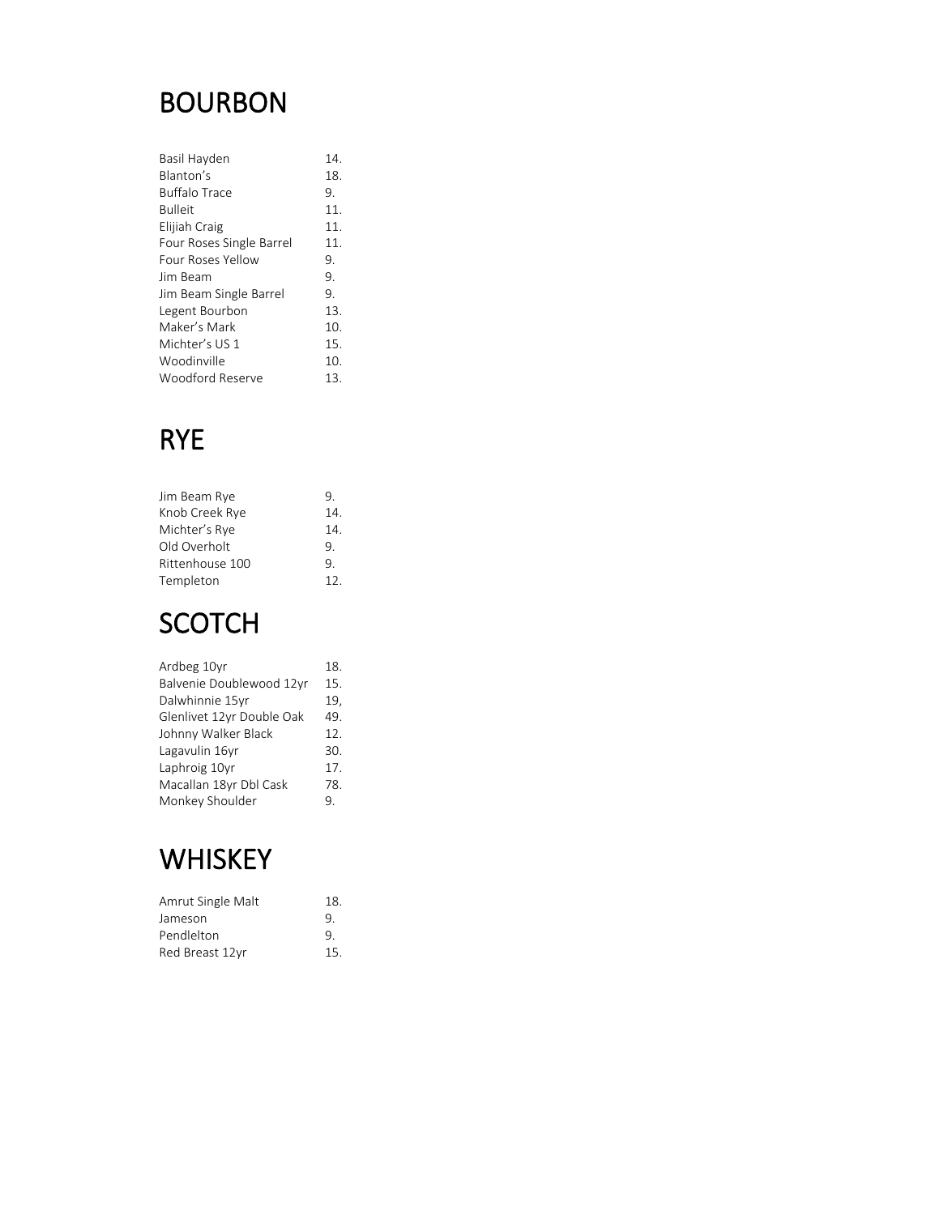# BOURBON

| | |
|---|---|
| Basil Hayden | 14. |
| Blanton's | 18. |
| Buffalo Trace | 9. |
| Bulleit | 11. |
| Elijiah Craig | 11. |
| Four Roses Single Barrel | 11. |
| Four Roses Yellow | 9. |
| Jim Beam | 9. |
| Jim Beam Single Barrel | 9. |
| Legent Bourbon | 13. |
| Maker's Mark | 10. |
| Michter's US 1 | 15. |
| Woodinville | 10. |
| Woodford Reserve | 13. |

# RYE

| | |
|---|---|
| Jim Beam Rye | 9. |
| Knob Creek Rye | 14. |
| Michter's Rye | 14. |
| Old Overholt | 9. |
| Rittenhouse 100 | 9. |
| Templeton | 12. |

# SCOTCH

| | |
|---|---|
| Ardbeg 10yr | 18. |
| Balvenie Doublewood 12yr | 15. |
| Dalwhinnie 15yr | 19, |
| Glenlivet 12yr Double Oak | 49. |
| Johnny Walker Black | 12. |
| Lagavulin 16yr | 30. |
| Laphroig 10yr | 17. |
| Macallan 18yr Dbl Cask | 78. |
| Monkey Shoulder | 9. |

# WHISKEY

| | |
|---|---|
| Amrut Single Malt | 18. |
| Jameson | 9. |
| Pendlelton | 9. |
| Red Breast 12yr | 15. |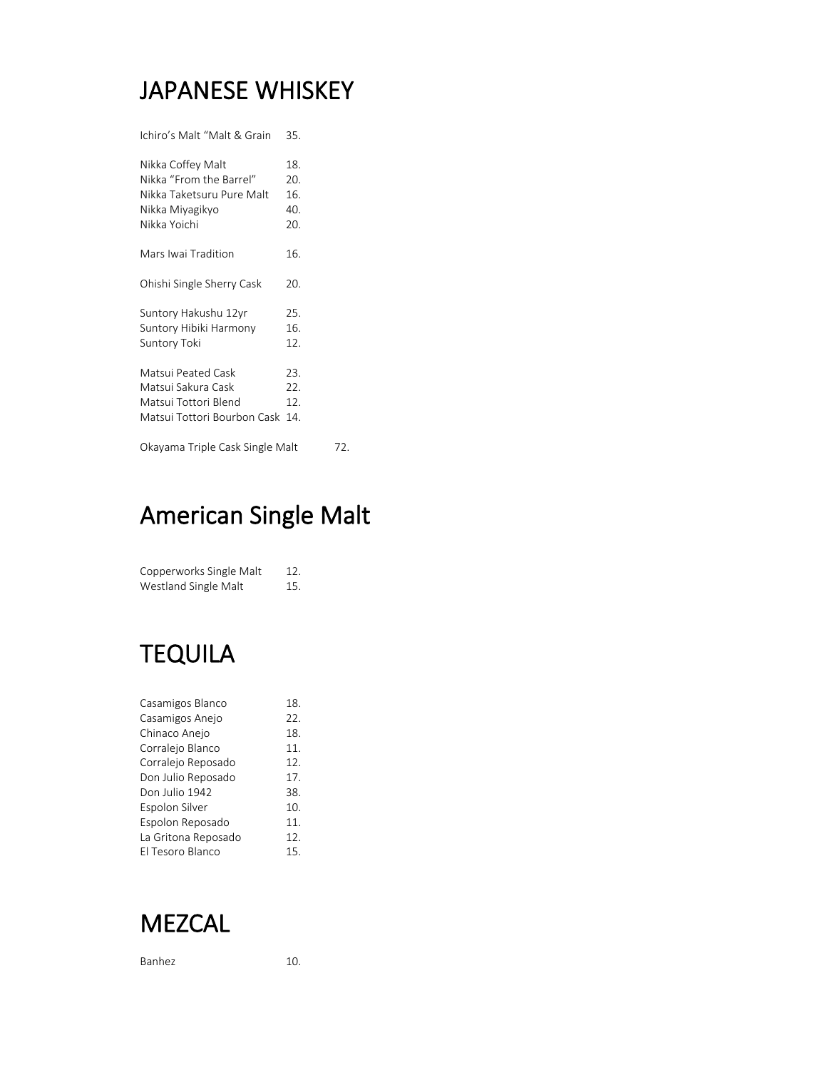# JAPANESE WHISKEY

Ichiro's Malt "Malt & Grain 35.

Nikka Coffey Malt 18.
Nikka "From the Barrel" 20.
Nikka Taketsuru Pure Malt 16.
Nikka Miyagikyo 40.
Nikka Yoichi 20.

Mars Iwai Tradition 16.

Ohishi Single Sherry Cask 20.

Suntory Hakushu 12yr 25.
Suntory Hibiki Harmony 16.
Suntory Toki 12.

Matsui Peated Cask 23.
Matsui Sakura Cask 22.
Matsui Tottori Blend 12.
Matsui Tottori Bourbon Cask 14.

Okayama Triple Cask Single Malt 72.

# American Single Malt

Copperworks Single Malt 12.
Westland Single Malt 15.

# TEQUILA

Casamigos Blanco 18.
Casamigos Anejo 22.
Chinaco Anejo 18.
Corralejo Blanco 11.
Corralejo Reposado 12.
Don Julio Reposado 17.
Don Julio 1942 38.
Espolon Silver 10.
Espolon Reposado 11.
La Gritona Reposado 12.
El Tesoro Blanco 15.

# MEZCAL

Banhez 10.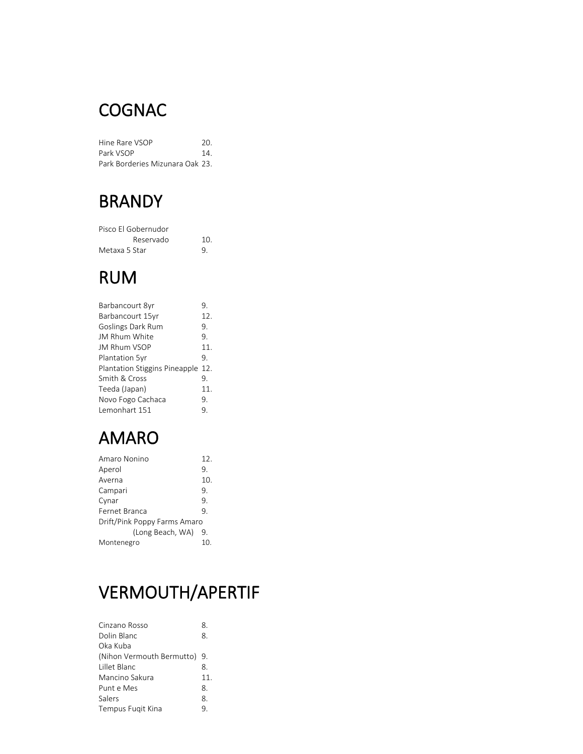## COGNAC

| | |
|---|---|
| Hine Rare VSOP | 20. |
| Park VSOP | 14. |
| Park Borderies Mizunara Oak | 23. |

## BRANDY

| | |
|---|---|
| Pisco El Gobernudor Reservado | 10. |
| Metaxa 5 Star | 9. |

## RUM

| | |
|---|---|
| Barbancourt 8yr | 9. |
| Barbancourt 15yr | 12. |
| Goslings Dark Rum | 9. |
| JM Rhum White | 9. |
| JM Rhum VSOP | 11. |
| Plantation 5yr | 9. |
| Plantation Stiggins Pineapple | 12. |
| Smith & Cross | 9. |
| Teeda (Japan) | 11. |
| Novo Fogo Cachaca | 9. |
| Lemonhart 151 | 9. |

## AMARO

| | |
|---|---|
| Amaro Nonino | 12. |
| Aperol | 9. |
| Averna | 10. |
| Campari | 9. |
| Cynar | 9. |
| Fernet Branca | 9. |
| Drift/Pink Poppy Farms Amaro (Long Beach, WA) | 9. |
| Montenegro | 10. |

## VERMOUTH/APERTIF

| | |
|---|---|
| Cinzano Rosso | 8. |
| Dolin Blanc | 8. |
| Oka Kuba (Nihon Vermouth Bermutto) | 9. |
| Lillet Blanc | 8. |
| Mancino Sakura | 11. |
| Punt e Mes | 8. |
| Salers | 8. |
| Tempus Fuqit Kina | 9. |